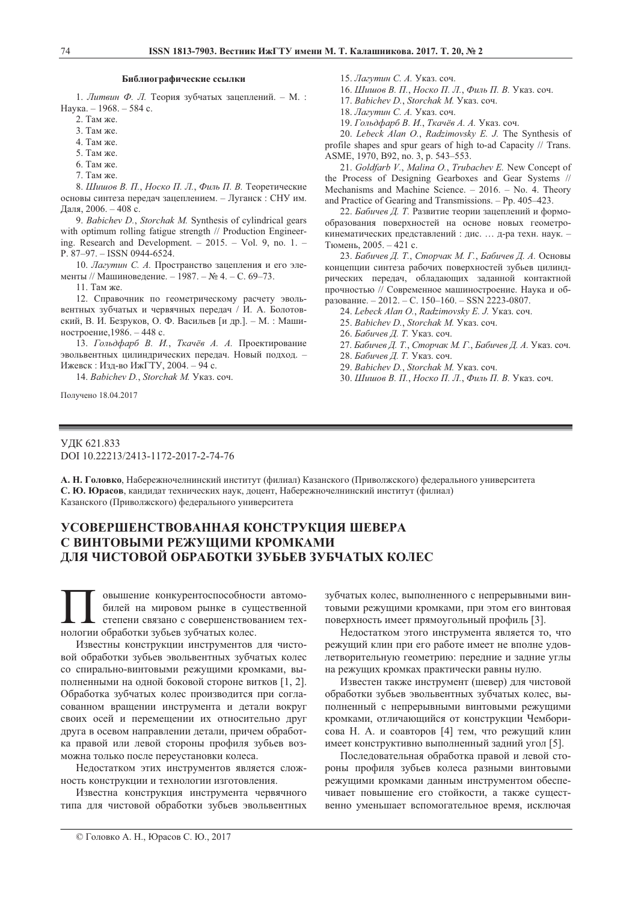### Библиографические ссылки

1. *Литвин Ф. Л.* Теория зубчатых зацеплений. – М. : Наука. – 1968. – 584 с.
2. Там же.
3. Там же.
4. Там же.
5. Там же.
6. Там же.
7. Там же.
8. *Шишов В. П., Носко П. Л., Филь П. В.* Теоретические основы синтеза передач зацеплением. – Луганск : СНУ им. Даля, 2006. – 408 с.
9. *Babichev D., Storchak M.* Synthesis of cylindrical gears with optimum rolling fatigue strength // Production Engineering. Research and Development. – 2015. – Vol. 9, no. 1. – P. 87–97. – ISSN 0944-6524.
10. *Лагутин С. А.* Пространство зацепления и его элементы // Машиноведение. – 1987. – № 4. – С. 69–73.
11. Там же.
12. Справочник по геометрическому расчету эвольвентных зубчатых и червячных передач / И. А. Болотовский, В. И. Безруков, О. Ф. Васильев [и др.]. – М. : Машиностроение,1986. – 448 с.
13. *Гольдфарб В. И., Ткачёв А. А.* Проектирование эвольвентных цилиндрических передач. Новый подход. – Ижевск : Изд-во ИжГТУ, 2004. – 94 с.
14. *Babichev D., Storchak M.* Указ. соч.
15. *Лагутин С. А.* Указ. соч.
16. *Шишов В. П., Носко П. Л., Филь П. В.* Указ. соч.
17. *Babichev D., Storchak M.* Указ. соч.
18. *Лагутин С. А.* Указ. соч.
19. *Гольдфарб В. И., Ткачёв А. А.* Указ. соч.
20. *Lebeck Alan O., Radzimovsky E. J.* The Synthesis of profile shapes and spur gears of high to-ad Capacity // Trans. ASME, 1970, B92, no. 3, p. 543–553.
21. *Goldfarb V., Malina O., Trubachev E.* New Concept of the Process of Designing Gearboxes and Gear Systems // Mechanisms and Machine Science. – 2016. – No. 4. Theory and Practice of Gearing and Transmissions. – Pp. 405–423.
22. *Бабичев Д. Т.* Развитие теории зацеплений и формообразования поверхностей на основе новых геометро-кинематических представлений : дис. … д-ра техн. наук. – Тюмень, 2005. – 421 с.
23. *Бабичев Д. Т., Сторчак М. Г., Бабичев Д. А.* Основы концепции синтеза рабочих поверхностей зубьев цилиндрических передач, обладающих заданной контактной прочностью // Современное машиностроение. Наука и образование. – 2012. – С. 150–160. – SSN 2223-0807.
24. *Lebeck Alan O., Radzimovsky E. J.* Указ. соч.
25. *Babichev D., Storchak M.* Указ. соч.
26. *Бабичев Д. Т.* Указ. соч.
27. *Бабичев Д. Т., Сторчак М. Г., Бабичев Д. А.* Указ. соч.
28. *Бабичев Д. Т.* Указ. соч.
29. *Babichev D., Storchak M.* Указ. соч.
30. *Шишов В. П., Носко П. Л., Филь П. В.* Указ. соч.

Получено 18.04.2017

---

УДК 621.833
DOI 10.22213/2413-1172-2017-2-74-76

**А. Н. Головко**, Набережночелнинский институт (филиал) Казанского (Приволжского) федерального университета
**С. Ю. Юрасов**, кандидат технических наук, доцент, Набережночелнинский институт (филиал) Казанского (Приволжского) федерального университета

# УСОВЕРШЕНСТВОВАННАЯ КОНСТРУКЦИЯ ШЕВЕРА С ВИНТОВЫМИ РЕЖУЩИМИ КРОМКАМИ ДЛЯ ЧИСТОВОЙ ОБРАБОТКИ ЗУБЬЕВ ЗУБЧАТЫХ КОЛЕС

Повышение конкурентоспособности автомобилей на мировом рынке в существенной степени связано с совершенствованием технологии обработки зубьев зубчатых колес.

Известны конструкции инструментов для чистовой обработки зубьев эвольвентных зубчатых колес со спирально-винтовыми режущими кромками, выполненными на одной боковой стороне витков [1, 2]. Обработка зубчатых колес производится при согласованном вращении инструмента и детали вокруг своих осей и перемещении их относительно друг друга в осевом направлении детали, причем обработка правой или левой стороны профиля зубьев возможна только после переустановки колеса.

Недостатком этих инструментов является сложность конструкции и технологии изготовления.

Известна конструкция инструмента червячного типа для чистовой обработки зубьев эвольвентных зубчатых колес, выполненного с непрерывными винтовыми режущими кромками, при этом его винтовая поверхность имеет прямоугольный профиль [3].

Недостатком этого инструмента является то, что режущий клин при его работе имеет не вполне удовлетворительную геометрию: передние и задние углы на режущих кромках практически равны нулю.

Известен также инструмент (шевер) для чистовой обработки зубьев эвольвентных зубчатых колес, выполненный с непрерывными винтовыми режущими кромками, отличающийся от конструкции Чемборисова Н. А. и соавторов [4] тем, что режущий клин имеет конструктивно выполненный задний угол [5].

Последовательная обработка правой и левой стороны профиля зубьев колеса разными винтовыми режущими кромками данным инструментом обеспечивает повышение его стойкости, а также существенно уменьшает вспомогательное время, исключая

© Головко А. Н., Юрасов С. Ю., 2017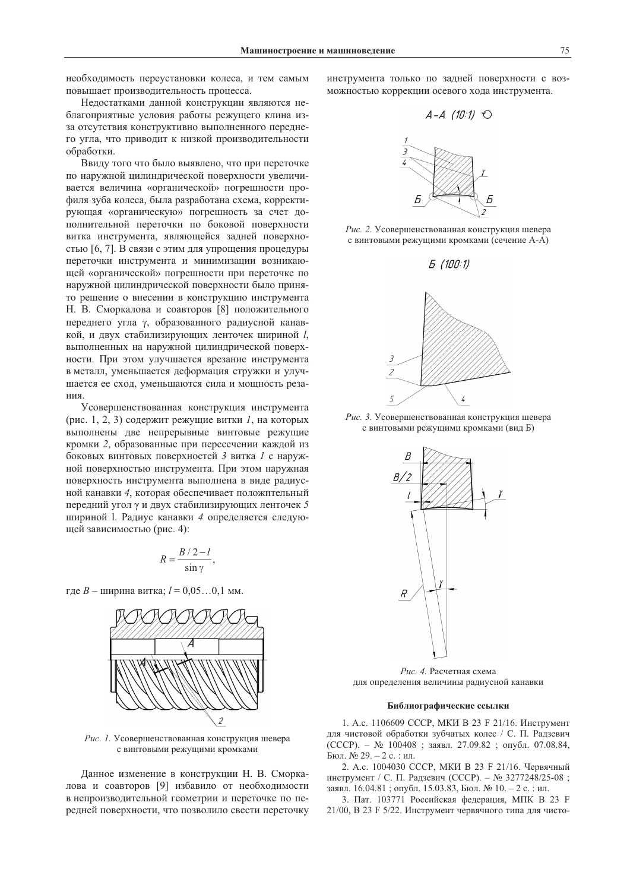необходимость переустановки колеса, и тем самым повышает производительность процесса.

Недостатками данной конструкции являются неблагоприятные условия работы режущего клина из-за отсутствия конструктивно выполненного переднего угла, что приводит к низкой производительности обработки.

Ввиду того что было выявлено, что при переточке по наружной цилиндрической поверхности увеличивается величина «органической» погрешности профиля зуба колеса, была разработана схема, корректирующая «органическую» погрешность за счет дополнительной переточки по боковой поверхности витка инструмента, являющейся задней поверхностью [6, 7]. В связи с этим для упрощения процедуры переточки инструмента и минимизации возникающей «органической» погрешности при переточке по наружной цилиндрической поверхности было принято решение о внесении в конструкцию инструмента Н. В. Сморкалова и соавторов [8] положительного переднего угла γ, образованного радиусной канавкой, и двух стабилизирующих ленточек шириной *l*, выполненных на наружной цилиндрической поверхности. При этом улучшается врезание инструмента в металл, уменьшается деформация стружки и улучшается ее сход, уменьшаются сила и мощность резания.

Усовершенствованная конструкция инструмента (рис. 1, 2, 3) содержит режущие витки *1*, на которых выполнены две непрерывные винтовые режущие кромки *2*, образованные при пересечении каждой из боковых винтовых поверхностей *3* витка *1* с наружной поверхностью инструмента. При этом наружная поверхность инструмента выполнена в виде радиусной канавки *4*, которая обеспечивает положительный передний угол γ и двух стабилизирующих ленточек *5* шириной l. Радиус канавки *4* определяется следующей зависимостью (рис. 4):

$$R = \frac{B/2 - l}{\sin\gamma},$$

где $B$ – ширина витка; $l$ = 0,05…0,1 мм.

*Рис. 1.* Усовершенствованная конструкция шевера с винтовыми режущими кромками

Данное изменение в конструкции Н. В. Сморкалова и соавторов [9] избавило от необходимости в непроизводительной геометрии и переточке по передней поверхности, что позволило свести переточку инструмента только по задней поверхности с возможностью коррекции осевого хода инструмента.

*Рис. 2.* Усовершенствованная конструкция шевера с винтовыми режущими кромками (сечение А-А)

*Рис. 3.* Усовершенствованная конструкция шевера с винтовыми режущими кромками (вид Б)

*Рис. 4.* Расчетная схема для определения величины радиусной канавки

**Библиографические ссылки**

1. А.с. 1106609 СССР, МКИ В 23 F 21/16. Инструмент для чистовой обработки зубчатых колес / С. П. Радзевич (СССР). – № 100408 ; заявл. 27.09.82 ; опубл. 07.08.84, Бюл. № 29. – 2 с. : ил.

2. А.с. 1004030 СССР, МКИ В 23 F 21/16. Червячный инструмент / С. П. Радзевич (СССР). – № 3277248/25-08 ; заявл. 16.04.81 ; опубл. 15.03.83, Бюл. № 10. – 2 с. : ил.

3. Пат. 103771 Российская федерация, МПК В 23 F 21/00, В 23 F 5/22. Инструмент червячного типа для чисто-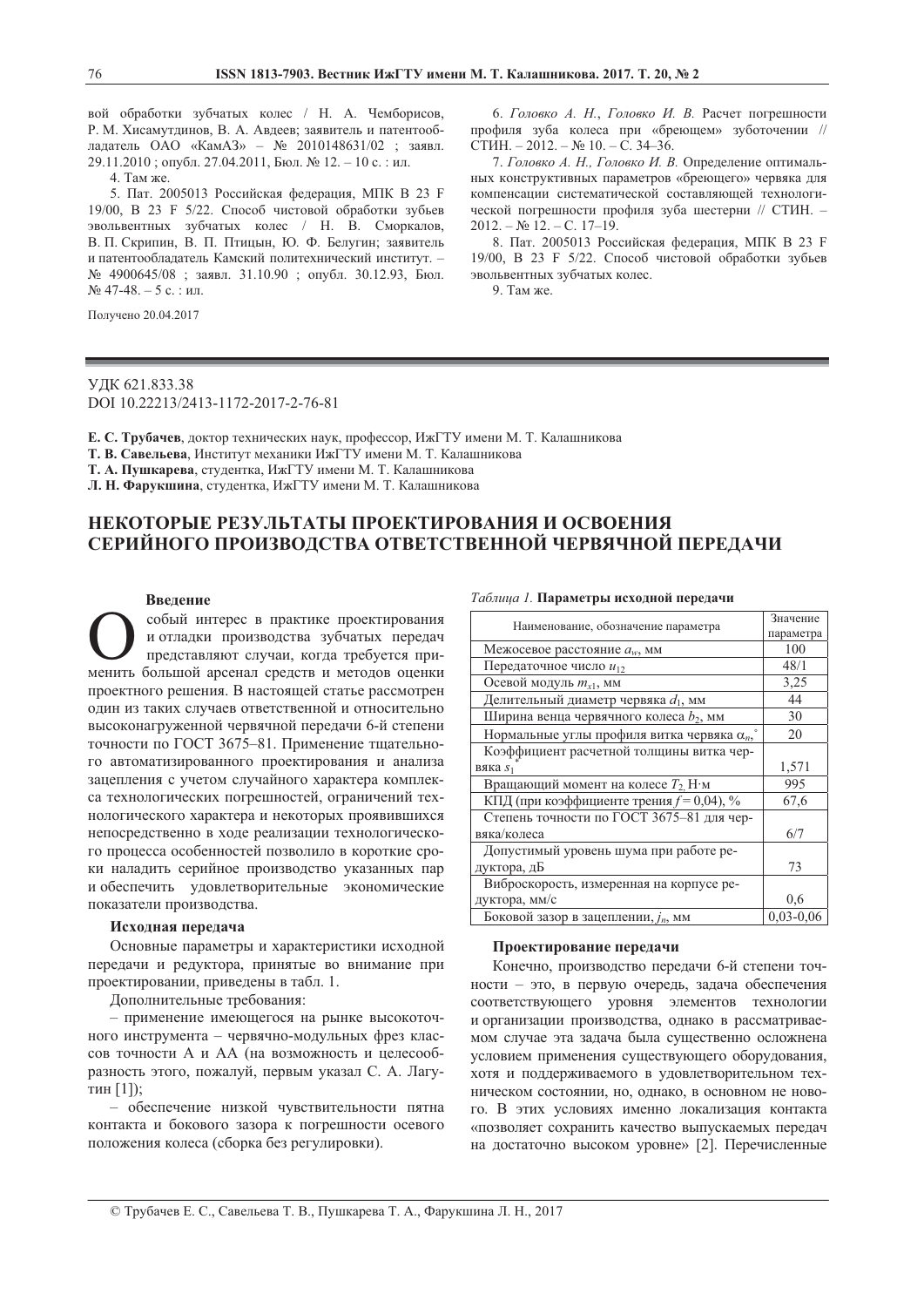вой обработки зубчатых колес / Н. А. Чемборисов, Р. М. Хисамутдинов, В. А. Авдеев; заявитель и патентообладатель ОАО «КамАЗ» – № 2010148631/02 ; заявл. 29.11.2010 ; опубл. 27.04.2011, Бюл. № 12. – 10 с. : ил.

4. Там же.

5. Пат. 2005013 Российская федерация, МПК В 23 F 19/00, В 23 F 5/22. Способ чистовой обработки зубьев эвольвентных зубчатых колес / Н. В. Сморкалов, В. П. Скрипин, В. П. Птицын, Ю. Ф. Белугин; заявитель и патентообладатель Камский политехнический институт. – № 4900645/08 ; заявл. 31.10.90 ; опубл. 30.12.93, Бюл. № 47-48. – 5 с. : ил.

Получено 20.04.2017

6. *Головко А. Н.*, *Головко И. В.* Расчет погрешности профиля зуба колеса при «бреющем» зуботочении // СТИН. – 2012. – № 10. – С. 34–36.

7. *Головко А. Н., Головко И. В.* Определение оптимальных конструктивных параметров «бреющего» червяка для компенсации систематической составляющей технологической погрешности профиля зуба шестерни // СТИН. – 2012. – № 12. – С. 17–19.

8. Пат. 2005013 Российская федерация, МПК В 23 F 19/00, В 23 F 5/22. Способ чистовой обработки зубьев эвольвентных зубчатых колес.

9. Там же.

---

УДК 621.833.38
DOI 10.22213/2413-1172-2017-2-76-81

**Е. С. Трубачев**, доктор технических наук, профессор, ИжГТУ имени М. Т. Калашникова
**Т. В. Савельева**, Институт механики ИжГТУ имени М. Т. Калашникова
**Т. А. Пушкарева**, студентка, ИжГТУ имени М. Т. Калашникова
**Л. Н. Фарукшина**, студентка, ИжГТУ имени М. Т. Калашникова

# НЕКОТОРЫЕ РЕЗУЛЬТАТЫ ПРОЕКТИРОВАНИЯ И ОСВОЕНИЯ СЕРИЙНОГО ПРОИЗВОДСТВА ОТВЕТСТВЕННОЙ ЧЕРВЯЧНОЙ ПЕРЕДАЧИ

## Введение

Особый интерес в практике проектирования и отладки производства зубчатых передач представляют случаи, когда требуется применить большой арсенал средств и методов оценки проектного решения. В настоящей статье рассмотрен один из таких случаев ответственной и относительно высоконагруженной червячной передачи 6-й степени точности по ГОСТ 3675–81. Применение тщательного автоматизированного проектирования и анализа зацепления с учетом случайного характера комплекса технологических погрешностей, ограничений технологического характера и некоторых проявившихся непосредственно в ходе реализации технологического процесса особенностей позволило в короткие сроки наладить серийное производство указанных пар и обеспечить удовлетворительные экономические показатели производства.

### Исходная передача

Основные параметры и характеристики исходной передачи и редуктора, принятые во внимание при проектировании, приведены в табл. 1.

Дополнительные требования:

– применение имеющегося на рынке высокоточного инструмента – червячно-модульных фрез классов точности А и АА (на возможность и целесообразность этого, пожалуй, первым указал С. А. Лагутин [1]);

– обеспечение низкой чувствительности пятна контакта и бокового зазора к погрешности осевого положения колеса (сборка без регулировки).

*Таблица 1.* **Параметры исходной передачи**

| Наименование, обозначение параметра | Значение параметра |
|---|---|
| Межосевое расстояние $a_w$, мм | 100 |
| Передаточное число $u_{12}$ | 48/1 |
| Осевой модуль $m_{x1}$, мм | 3,25 |
| Делительный диаметр червяка $d_1$, мм | 44 |
| Ширина венца червячного колеса $b_2$, мм | 30 |
| Нормальные углы профиля витка червяка $\alpha_n$,° | 20 |
| Коэффициент расчетной толщины витка червяка $s_1^*$ | 1,571 |
| Вращающий момент на колесе $T_2$, Н·м | 995 |
| КПД (при коэффициенте трения $f = 0{,}04$), % | 67,6 |
| Степень точности по ГОСТ 3675–81 для червяка/колеса | 6/7 |
| Допустимый уровень шума при работе редуктора, дБ | 73 |
| Виброскорость, измеренная на корпусе редуктора, мм/с | 0,6 |
| Боковой зазор в зацеплении, $j_n$, мм | 0,03-0,06 |

### Проектирование передачи

Конечно, производство передачи 6-й степени точности – это, в первую очередь, задача обеспечения соответствующего уровня элементов технологии и организации производства, однако в рассматриваемом случае эта задача была существенно осложнена условием применения существующего оборудования, хотя и поддерживаемого в удовлетворительном техническом состоянии, но, однако, в основном не нового. В этих условиях именно локализация контакта «позволяет сохранить качество выпускаемых передач на достаточно высоком уровне» [2]. Перечисленные

© Трубачев Е. С., Савельева Т. В., Пушкарева Т. А., Фарукшина Л. Н., 2017